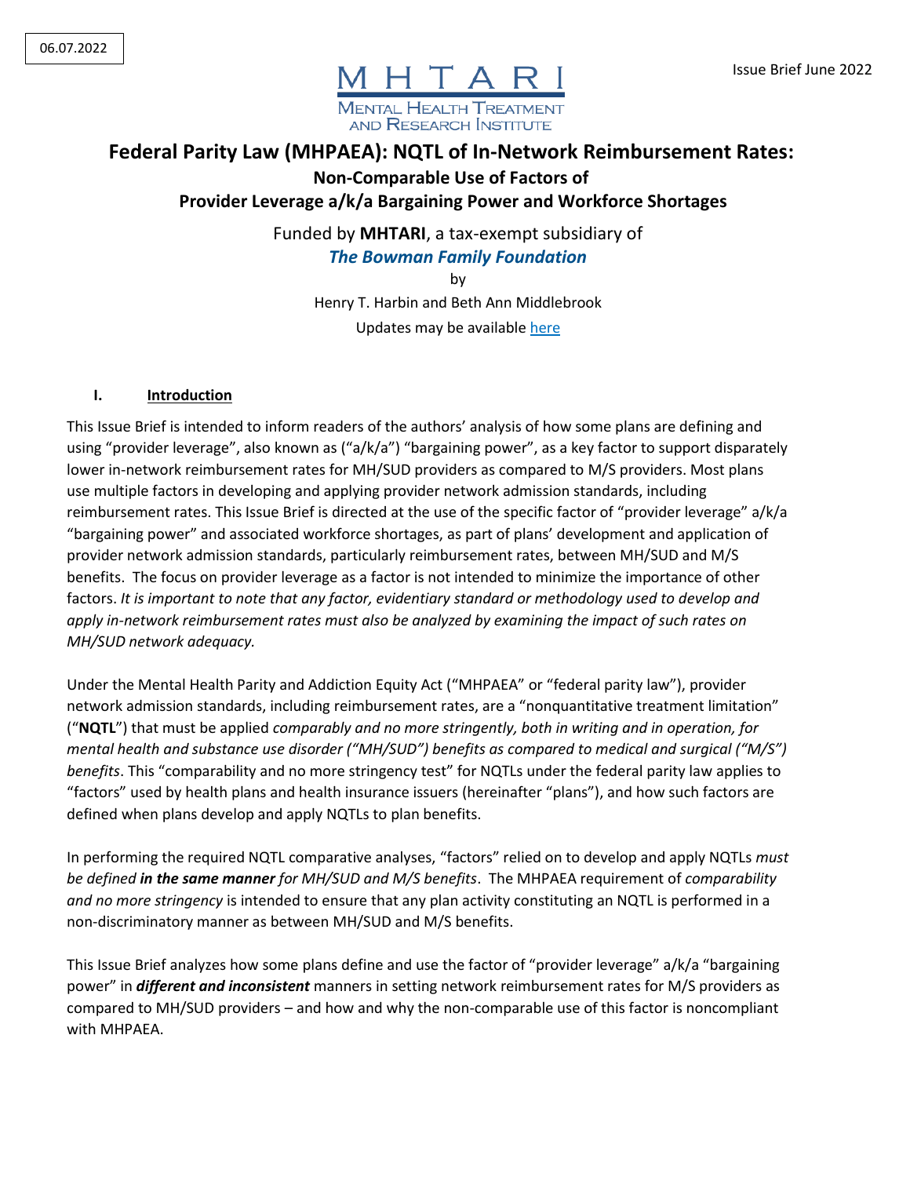06.07.2022

Issue Brief June 2022

MHTARI
MENTAL HEALTH TREATMENT AND RESEARCH INSTITUTE

# Federal Parity Law (MHPAEA): NQTL of In-Network Reimbursement Rates:

## Non-Comparable Use of Factors of Provider Leverage a/k/a Bargaining Power and Workforce Shortages

Funded by **MHTARI**, a tax-exempt subsidiary of ***The Bowman Family Foundation***

by

Henry T. Harbin and Beth Ann Middlebrook

Updates may be available here

## I. Introduction

This Issue Brief is intended to inform readers of the authors' analysis of how some plans are defining and using "provider leverage", also known as ("a/k/a") "bargaining power", as a key factor to support disparately lower in-network reimbursement rates for MH/SUD providers as compared to M/S providers. Most plans use multiple factors in developing and applying provider network admission standards, including reimbursement rates. This Issue Brief is directed at the use of the specific factor of "provider leverage" a/k/a "bargaining power" and associated workforce shortages, as part of plans' development and application of provider network admission standards, particularly reimbursement rates, between MH/SUD and M/S benefits. The focus on provider leverage as a factor is not intended to minimize the importance of other factors. *It is important to note that any factor, evidentiary standard or methodology used to develop and apply in-network reimbursement rates must also be analyzed by examining the impact of such rates on MH/SUD network adequacy.*

Under the Mental Health Parity and Addiction Equity Act ("MHPAEA" or "federal parity law"), provider network admission standards, including reimbursement rates, are a "nonquantitative treatment limitation" ("**NQTL**") that must be applied *comparably and no more stringently, both in writing and in operation, for mental health and substance use disorder ("MH/SUD") benefits as compared to medical and surgical ("M/S") benefits*. This "comparability and no more stringency test" for NQTLs under the federal parity law applies to "factors" used by health plans and health insurance issuers (hereinafter "plans"), and how such factors are defined when plans develop and apply NQTLs to plan benefits.

In performing the required NQTL comparative analyses, "factors" relied on to develop and apply NQTLs *must be defined **in the same manner** for MH/SUD and M/S benefits*. The MHPAEA requirement of *comparability and no more stringency* is intended to ensure that any plan activity constituting an NQTL is performed in a non-discriminatory manner as between MH/SUD and M/S benefits.

This Issue Brief analyzes how some plans define and use the factor of "provider leverage" a/k/a "bargaining power" in ***different and inconsistent*** manners in setting network reimbursement rates for M/S providers as compared to MH/SUD providers – and how and why the non-comparable use of this factor is noncompliant with MHPAEA.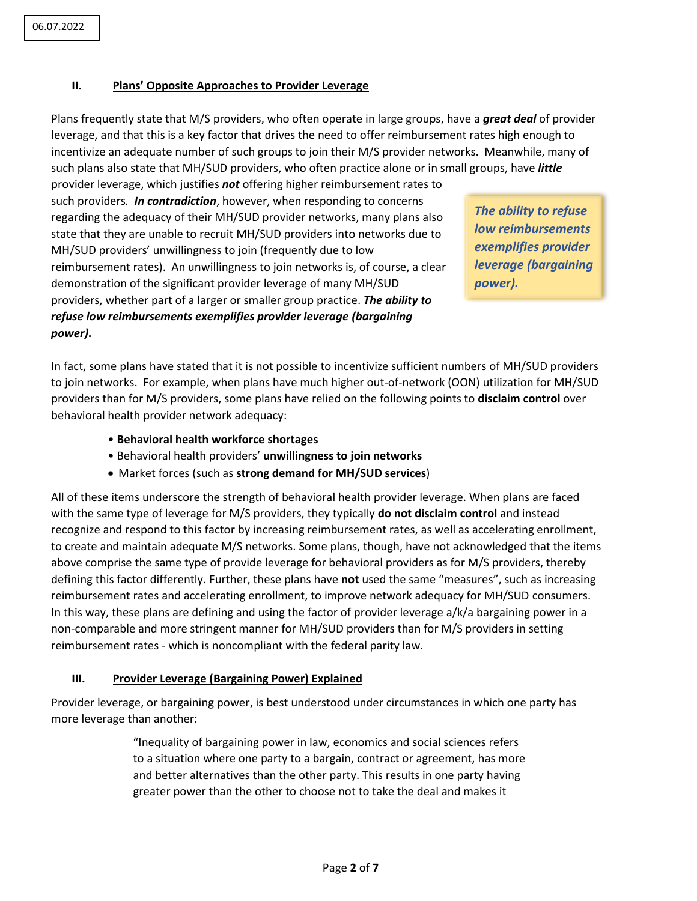06.07.2022

## II. Plans' Opposite Approaches to Provider Leverage

Plans frequently state that M/S providers, who often operate in large groups, have a ***great deal*** of provider leverage, and that this is a key factor that drives the need to offer reimbursement rates high enough to incentivize an adequate number of such groups to join their M/S provider networks. Meanwhile, many of such plans also state that MH/SUD providers, who often practice alone or in small groups, have ***little*** provider leverage, which justifies ***not*** offering higher reimbursement rates to such providers. ***In contradiction***, however, when responding to concerns regarding the adequacy of their MH/SUD provider networks, many plans also state that they are unable to recruit MH/SUD providers into networks due to MH/SUD providers' unwillingness to join (frequently due to low reimbursement rates). An unwillingness to join networks is, of course, a clear demonstration of the significant provider leverage of many MH/SUD providers, whether part of a larger or smaller group practice. ***The ability to refuse low reimbursements exemplifies provider leverage (bargaining power).***

> ***The ability to refuse low reimbursements exemplifies provider leverage (bargaining power).***

In fact, some plans have stated that it is not possible to incentivize sufficient numbers of MH/SUD providers to join networks. For example, when plans have much higher out-of-network (OON) utilization for MH/SUD providers than for M/S providers, some plans have relied on the following points to **disclaim control** over behavioral health provider network adequacy:

- **Behavioral health workforce shortages**
- Behavioral health providers' **unwillingness to join networks**
- Market forces (such as **strong demand for MH/SUD services**)

All of these items underscore the strength of behavioral health provider leverage. When plans are faced with the same type of leverage for M/S providers, they typically **do not disclaim control** and instead recognize and respond to this factor by increasing reimbursement rates, as well as accelerating enrollment, to create and maintain adequate M/S networks. Some plans, though, have not acknowledged that the items above comprise the same type of provide leverage for behavioral providers as for M/S providers, thereby defining this factor differently. Further, these plans have **not** used the same "measures", such as increasing reimbursement rates and accelerating enrollment, to improve network adequacy for MH/SUD consumers. In this way, these plans are defining and using the factor of provider leverage a/k/a bargaining power in a non-comparable and more stringent manner for MH/SUD providers than for M/S providers in setting reimbursement rates - which is noncompliant with the federal parity law.

## III. Provider Leverage (Bargaining Power) Explained

Provider leverage, or bargaining power, is best understood under circumstances in which one party has more leverage than another:

> "Inequality of bargaining power in law, economics and social sciences refers to a situation where one party to a bargain, contract or agreement, has more and better alternatives than the other party. This results in one party having greater power than the other to choose not to take the deal and makes it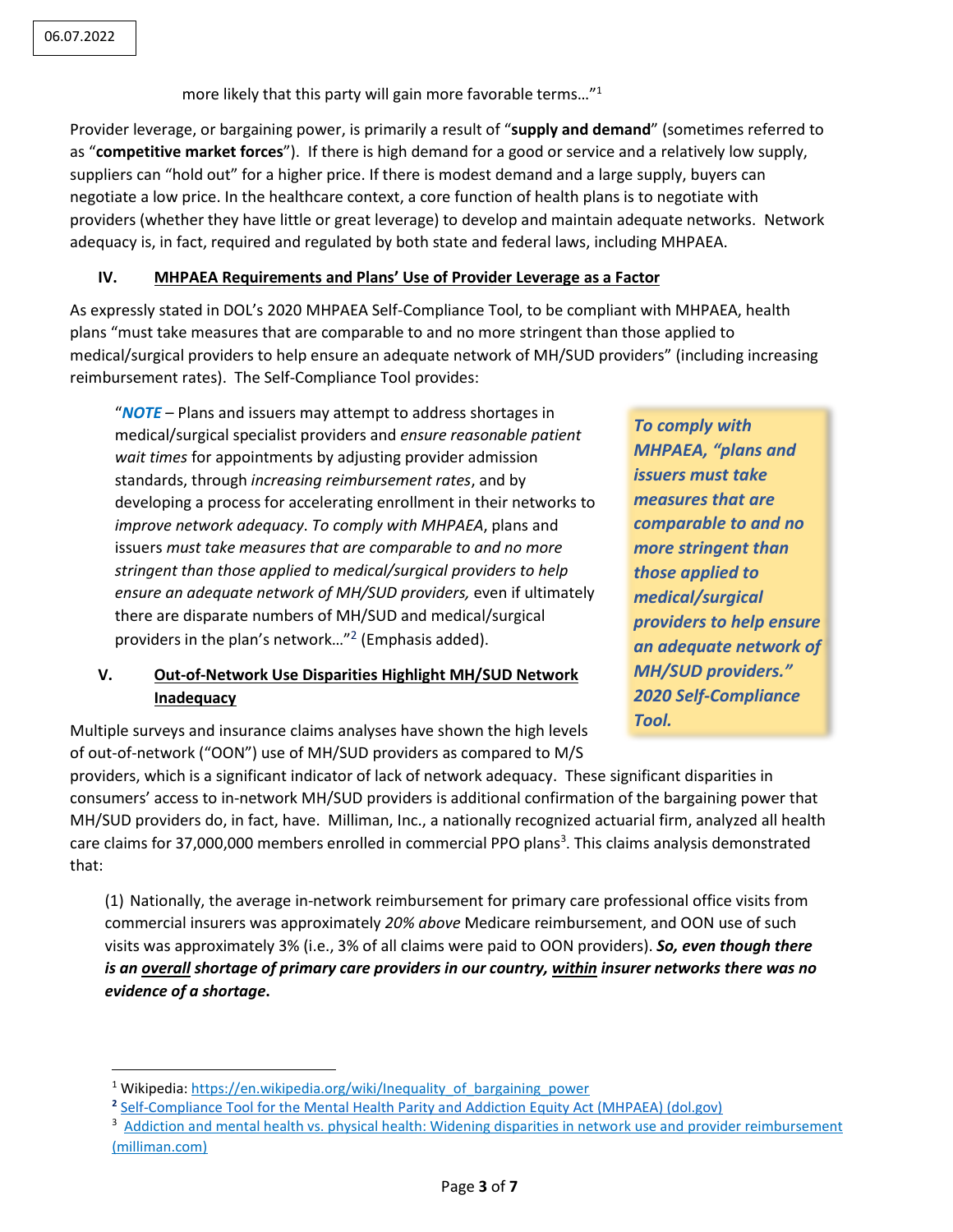06.07.2022

more likely that this party will gain more favorable terms…"[1]

Provider leverage, or bargaining power, is primarily a result of "**supply and demand**" (sometimes referred to as "**competitive market forces**"). If there is high demand for a good or service and a relatively low supply, suppliers can "hold out" for a higher price. If there is modest demand and a large supply, buyers can negotiate a low price. In the healthcare context, a core function of health plans is to negotiate with providers (whether they have little or great leverage) to develop and maintain adequate networks. Network adequacy is, in fact, required and regulated by both state and federal laws, including MHPAEA.

## IV. MHPAEA Requirements and Plans' Use of Provider Leverage as a Factor

As expressly stated in DOL's 2020 MHPAEA Self-Compliance Tool, to be compliant with MHPAEA, health plans "must take measures that are comparable to and no more stringent than those applied to medical/surgical providers to help ensure an adequate network of MH/SUD providers" (including increasing reimbursement rates). The Self-Compliance Tool provides:

> "***NOTE*** – Plans and issuers may attempt to address shortages in medical/surgical specialist providers and *ensure reasonable patient wait times* for appointments by adjusting provider admission standards, through *increasing reimbursement rates*, and by developing a process for accelerating enrollment in their networks to *improve network adequacy*. *To comply with MHPAEA*, plans and issuers *must take measures that are comparable to and no more stringent than those applied to medical/surgical providers to help ensure an adequate network of MH/SUD providers,* even if ultimately there are disparate numbers of MH/SUD and medical/surgical providers in the plan's network…"[2] (Emphasis added).

> ***To comply with MHPAEA, "plans and issuers must take measures that are comparable to and no more stringent than those applied to medical/surgical providers to help ensure an adequate network of MH/SUD providers." 2020 Self-Compliance Tool.***

## V. Out-of-Network Use Disparities Highlight MH/SUD Network Inadequacy

Multiple surveys and insurance claims analyses have shown the high levels of out-of-network ("OON") use of MH/SUD providers as compared to M/S providers, which is a significant indicator of lack of network adequacy. These significant disparities in consumers' access to in-network MH/SUD providers is additional confirmation of the bargaining power that MH/SUD providers do, in fact, have. Milliman, Inc., a nationally recognized actuarial firm, analyzed all health care claims for 37,000,000 members enrolled in commercial PPO plans[3]. This claims analysis demonstrated that:

> (1) Nationally, the average in-network reimbursement for primary care professional office visits from commercial insurers was approximately *20% above* Medicare reimbursement, and OON use of such visits was approximately 3% (i.e., 3% of all claims were paid to OON providers). ***So, even though there is an overall shortage of primary care providers in our country, within insurer networks there was no evidence of a shortage.***

---

[1] Wikipedia: https://en.wikipedia.org/wiki/Inequality_of_bargaining_power

[2] Self-Compliance Tool for the Mental Health Parity and Addiction Equity Act (MHPAEA) (dol.gov)

[3] Addiction and mental health vs. physical health: Widening disparities in network use and provider reimbursement (milliman.com)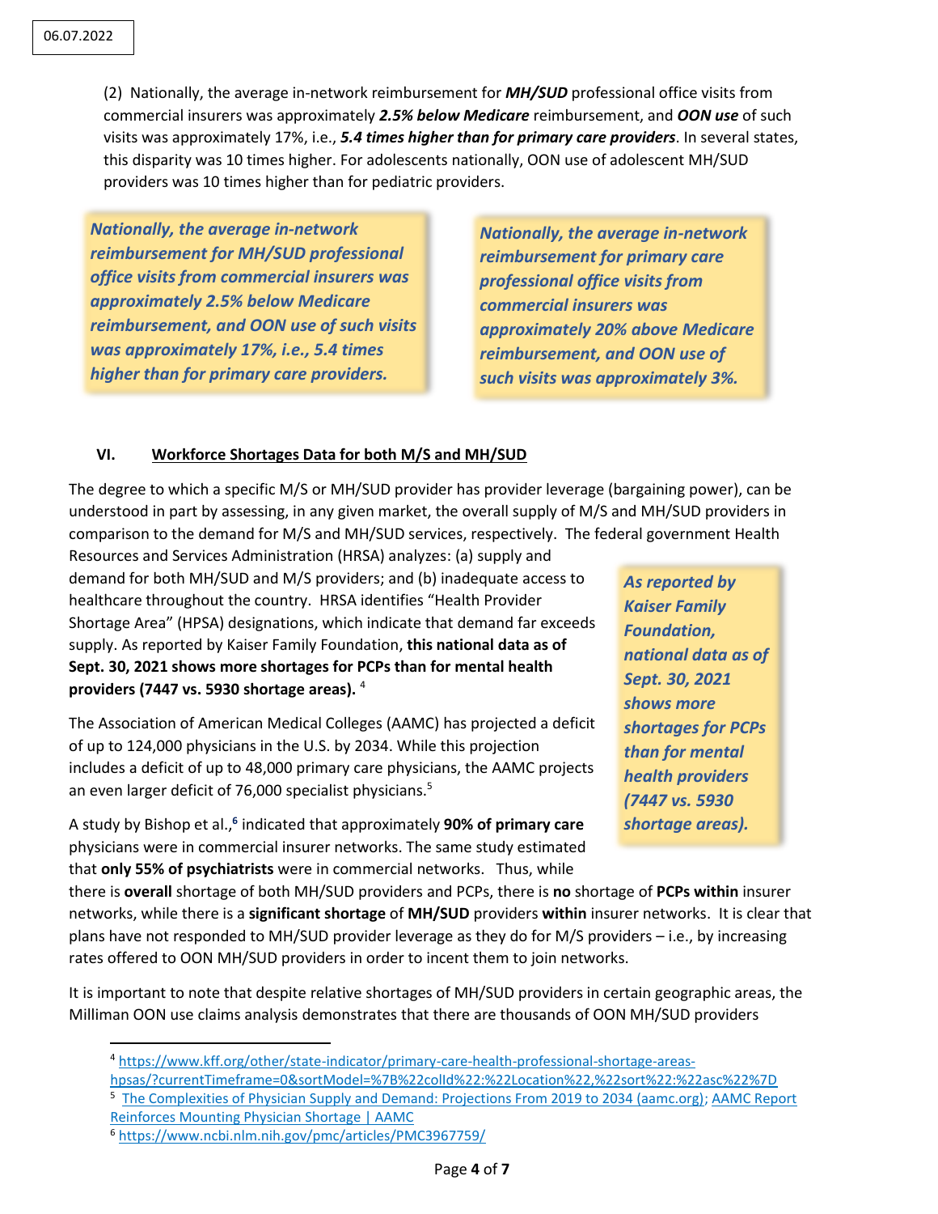06.07.2022

(2) Nationally, the average in-network reimbursement for ***MH/SUD*** professional office visits from commercial insurers was approximately ***2.5% below Medicare*** reimbursement, and ***OON use*** of such visits was approximately 17%, i.e., ***5.4 times higher than for primary care providers***. In several states, this disparity was 10 times higher. For adolescents nationally, OON use of adolescent MH/SUD providers was 10 times higher than for pediatric providers.

> ***Nationally, the average in-network reimbursement for MH/SUD professional office visits from commercial insurers was approximately 2.5% below Medicare reimbursement, and OON use of such visits was approximately 17%, i.e., 5.4 times higher than for primary care providers.***

> ***Nationally, the average in-network reimbursement for primary care professional office visits from commercial insurers was approximately 20% above Medicare reimbursement, and OON use of such visits was approximately 3%.***

## VI. Workforce Shortages Data for both M/S and MH/SUD

The degree to which a specific M/S or MH/SUD provider has provider leverage (bargaining power), can be understood in part by assessing, in any given market, the overall supply of M/S and MH/SUD providers in comparison to the demand for M/S and MH/SUD services, respectively. The federal government Health Resources and Services Administration (HRSA) analyzes: (a) supply and demand for both MH/SUD and M/S providers; and (b) inadequate access to healthcare throughout the country. HRSA identifies "Health Provider Shortage Area" (HPSA) designations, which indicate that demand far exceeds supply. As reported by Kaiser Family Foundation, **this national data as of Sept. 30, 2021 shows more shortages for PCPs than for mental health providers (7447 vs. 5930 shortage areas).** [4]

> ***As reported by Kaiser Family Foundation, national data as of Sept. 30, 2021 shows more shortages for PCPs than for mental health providers (7447 vs. 5930 shortage areas).***

The Association of American Medical Colleges (AAMC) has projected a deficit of up to 124,000 physicians in the U.S. by 2034. While this projection includes a deficit of up to 48,000 primary care physicians, the AAMC projects an even larger deficit of 76,000 specialist physicians.[5]

A study by Bishop et al.,[6] indicated that approximately **90% of primary care** physicians were in commercial insurer networks. The same study estimated that **only 55% of psychiatrists** were in commercial networks. Thus, while there is **overall** shortage of both MH/SUD providers and PCPs, there is **no** shortage of **PCPs within** insurer networks, while there is a **significant shortage** of **MH/SUD** providers **within** insurer networks. It is clear that plans have not responded to MH/SUD provider leverage as they do for M/S providers – i.e., by increasing rates offered to OON MH/SUD providers in order to incent them to join networks.

It is important to note that despite relative shortages of MH/SUD providers in certain geographic areas, the Milliman OON use claims analysis demonstrates that there are thousands of OON MH/SUD providers

---

[4] https://www.kff.org/other/state-indicator/primary-care-health-professional-shortage-areas-hpsas/?currentTimeframe=0&sortModel=%7B%22colId%22:%22Location%22,%22sort%22:%22asc%22%7D

[5] The Complexities of Physician Supply and Demand: Projections From 2019 to 2034 (aamc.org); AAMC Report Reinforces Mounting Physician Shortage | AAMC

[6] https://www.ncbi.nlm.nih.gov/pmc/articles/PMC3967759/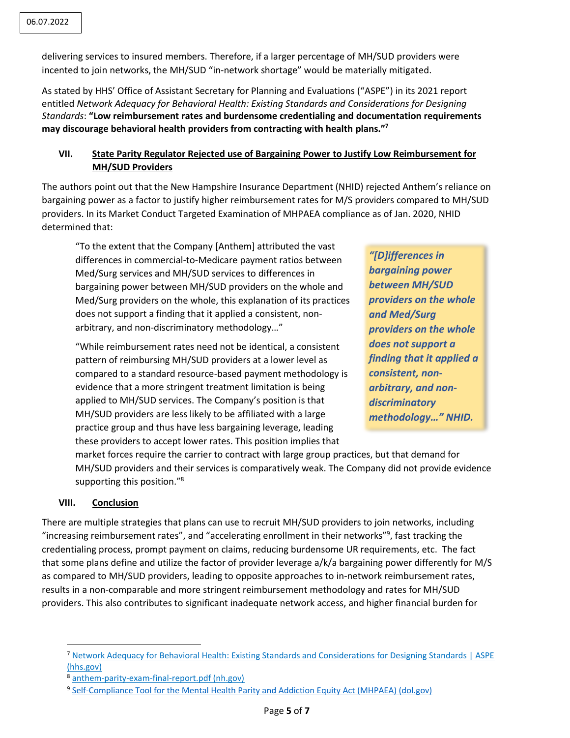delivering services to insured members. Therefore, if a larger percentage of MH/SUD providers were incented to join networks, the MH/SUD "in-network shortage" would be materially mitigated.

As stated by HHS' Office of Assistant Secretary for Planning and Evaluations ("ASPE") in its 2021 report entitled *Network Adequacy for Behavioral Health: Existing Standards and Considerations for Designing Standards*: **"Low reimbursement rates and burdensome credentialing and documentation requirements may discourage behavioral health providers from contracting with health plans."**[7]

## VII. State Parity Regulator Rejected use of Bargaining Power to Justify Low Reimbursement for MH/SUD Providers

The authors point out that the New Hampshire Insurance Department (NHID) rejected Anthem's reliance on bargaining power as a factor to justify higher reimbursement rates for M/S providers compared to MH/SUD providers. In its Market Conduct Targeted Examination of MHPAEA compliance as of Jan. 2020, NHID determined that:

> "To the extent that the Company [Anthem] attributed the vast differences in commercial-to-Medicare payment ratios between Med/Surg services and MH/SUD services to differences in bargaining power between MH/SUD providers on the whole and Med/Surg providers on the whole, this explanation of its practices does not support a finding that it applied a consistent, non-arbitrary, and non-discriminatory methodology…"
>
> "While reimbursement rates need not be identical, a consistent pattern of reimbursing MH/SUD providers at a lower level as compared to a standard resource-based payment methodology is evidence that a more stringent treatment limitation is being applied to MH/SUD services. The Company's position is that MH/SUD providers are less likely to be affiliated with a large practice group and thus have less bargaining leverage, leading these providers to accept lower rates. This position implies that market forces require the carrier to contract with large group practices, but that demand for MH/SUD providers and their services is comparatively weak. The Company did not provide evidence supporting this position."[8]

***"[D]ifferences in bargaining power between MH/SUD providers on the whole and Med/Surg providers on the whole does not support a finding that it applied a consistent, non-arbitrary, and non-discriminatory methodology…" NHID.***

## VIII. Conclusion

There are multiple strategies that plans can use to recruit MH/SUD providers to join networks, including "increasing reimbursement rates", and "accelerating enrollment in their networks"[9], fast tracking the credentialing process, prompt payment on claims, reducing burdensome UR requirements, etc. The fact that some plans define and utilize the factor of provider leverage a/k/a bargaining power differently for M/S as compared to MH/SUD providers, leading to opposite approaches to in-network reimbursement rates, results in a non-comparable and more stringent reimbursement methodology and rates for MH/SUD providers. This also contributes to significant inadequate network access, and higher financial burden for

---

[7] Network Adequacy for Behavioral Health: Existing Standards and Considerations for Designing Standards | ASPE (hhs.gov)

[8] anthem-parity-exam-final-report.pdf (nh.gov)

[9] Self-Compliance Tool for the Mental Health Parity and Addiction Equity Act (MHPAEA) (dol.gov)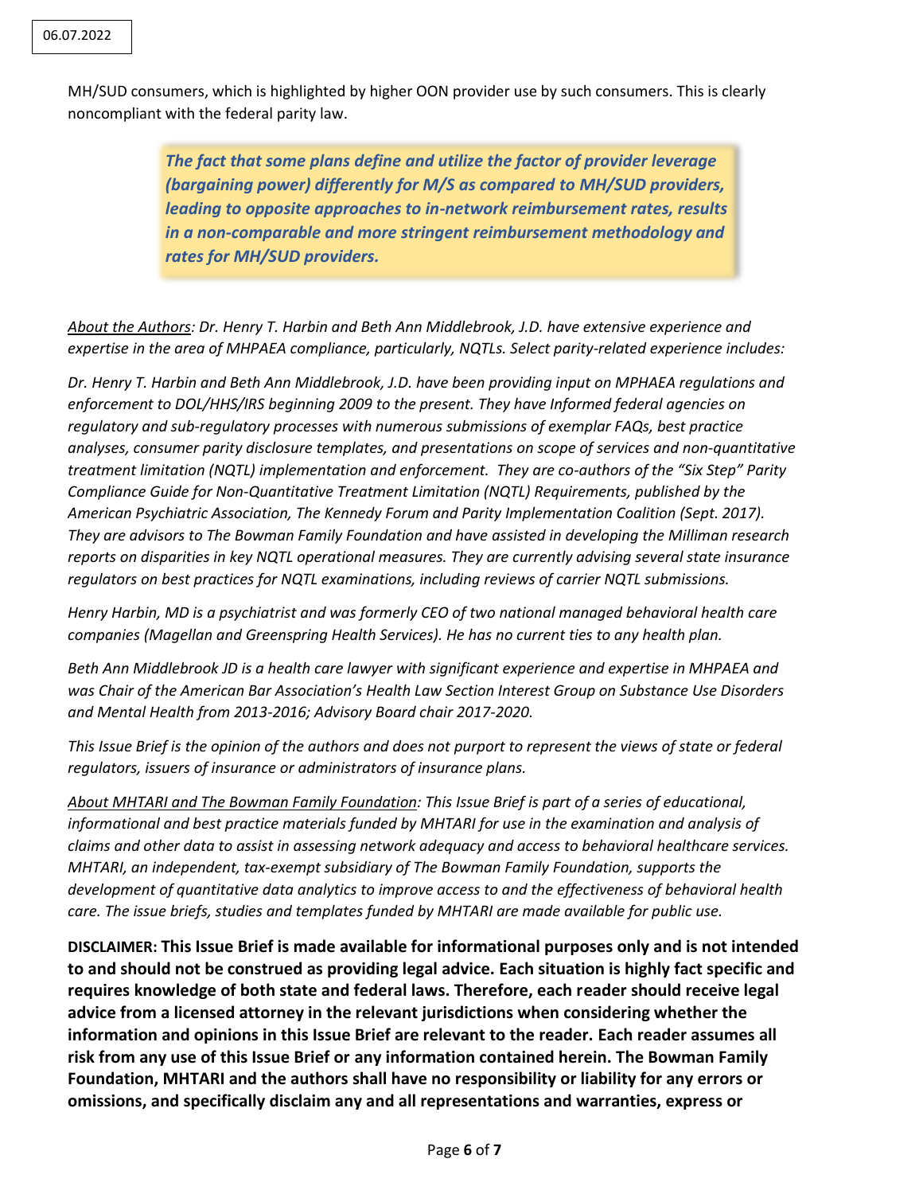MH/SUD consumers, which is highlighted by higher OON provider use by such consumers. This is clearly noncompliant with the federal parity law.

> ***The fact that some plans define and utilize the factor of provider leverage (bargaining power) differently for M/S as compared to MH/SUD providers, leading to opposite approaches to in-network reimbursement rates, results in a non-comparable and more stringent reimbursement methodology and rates for MH/SUD providers.***

*<u>About the Authors</u>: Dr. Henry T. Harbin and Beth Ann Middlebrook, J.D. have extensive experience and expertise in the area of MHPAEA compliance, particularly, NQTLs. Select parity-related experience includes:*

*Dr. Henry T. Harbin and Beth Ann Middlebrook, J.D. have been providing input on MPHAEA regulations and enforcement to DOL/HHS/IRS beginning 2009 to the present. They have Informed federal agencies on regulatory and sub-regulatory processes with numerous submissions of exemplar FAQs, best practice analyses, consumer parity disclosure templates, and presentations on scope of services and non-quantitative treatment limitation (NQTL) implementation and enforcement. They are co-authors of the "Six Step" Parity Compliance Guide for Non-Quantitative Treatment Limitation (NQTL) Requirements, published by the American Psychiatric Association, The Kennedy Forum and Parity Implementation Coalition (Sept. 2017). They are advisors to The Bowman Family Foundation and have assisted in developing the Milliman research reports on disparities in key NQTL operational measures. They are currently advising several state insurance regulators on best practices for NQTL examinations, including reviews of carrier NQTL submissions.*

*Henry Harbin, MD is a psychiatrist and was formerly CEO of two national managed behavioral health care companies (Magellan and Greenspring Health Services). He has no current ties to any health plan.*

*Beth Ann Middlebrook JD is a health care lawyer with significant experience and expertise in MHPAEA and was Chair of the American Bar Association's Health Law Section Interest Group on Substance Use Disorders and Mental Health from 2013-2016; Advisory Board chair 2017-2020.*

*This Issue Brief is the opinion of the authors and does not purport to represent the views of state or federal regulators, issuers of insurance or administrators of insurance plans.*

*<u>About MHTARI and The Bowman Family Foundation</u>: This Issue Brief is part of a series of educational, informational and best practice materials funded by MHTARI for use in the examination and analysis of claims and other data to assist in assessing network adequacy and access to behavioral healthcare services. MHTARI, an independent, tax-exempt subsidiary of The Bowman Family Foundation, supports the development of quantitative data analytics to improve access to and the effectiveness of behavioral health care. The issue briefs, studies and templates funded by MHTARI are made available for public use.*

**DISCLAIMER: This Issue Brief is made available for informational purposes only and is not intended to and should not be construed as providing legal advice. Each situation is highly fact specific and requires knowledge of both state and federal laws. Therefore, each reader should receive legal advice from a licensed attorney in the relevant jurisdictions when considering whether the information and opinions in this Issue Brief are relevant to the reader. Each reader assumes all risk from any use of this Issue Brief or any information contained herein. The Bowman Family Foundation, MHTARI and the authors shall have no responsibility or liability for any errors or omissions, and specifically disclaim any and all representations and warranties, express or**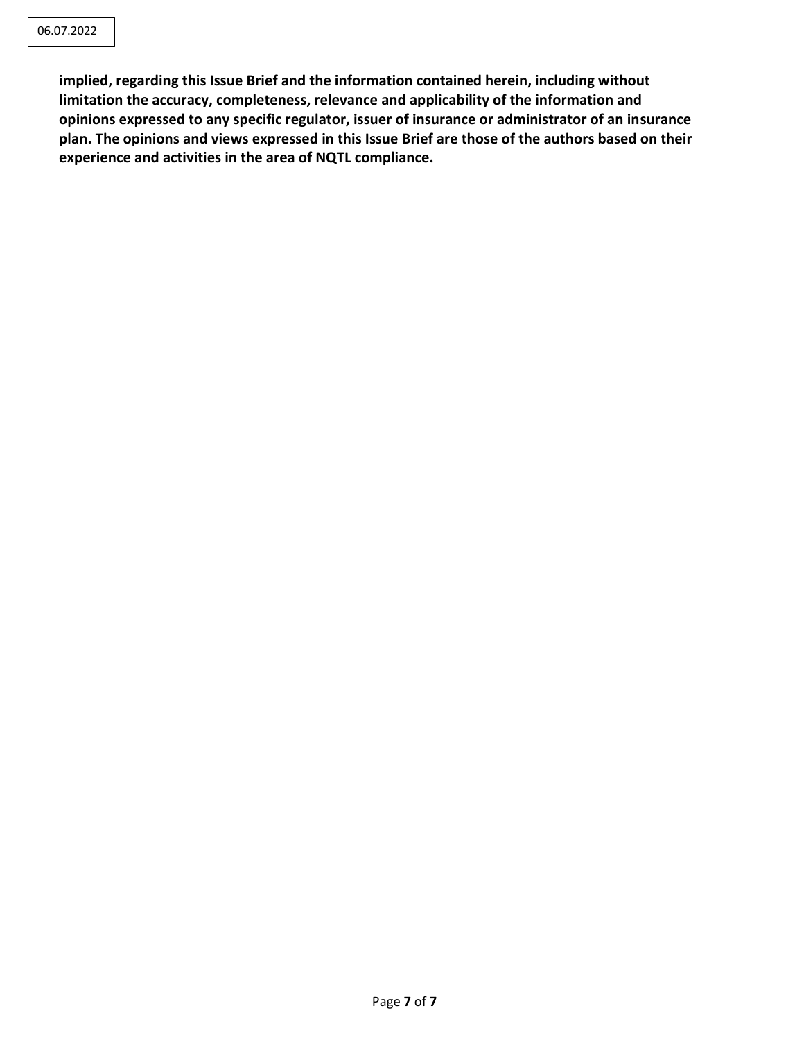**implied, regarding this Issue Brief and the information contained herein, including without limitation the accuracy, completeness, relevance and applicability of the information and opinions expressed to any specific regulator, issuer of insurance or administrator of an insurance plan. The opinions and views expressed in this Issue Brief are those of the authors based on their experience and activities in the area of NQTL compliance.**